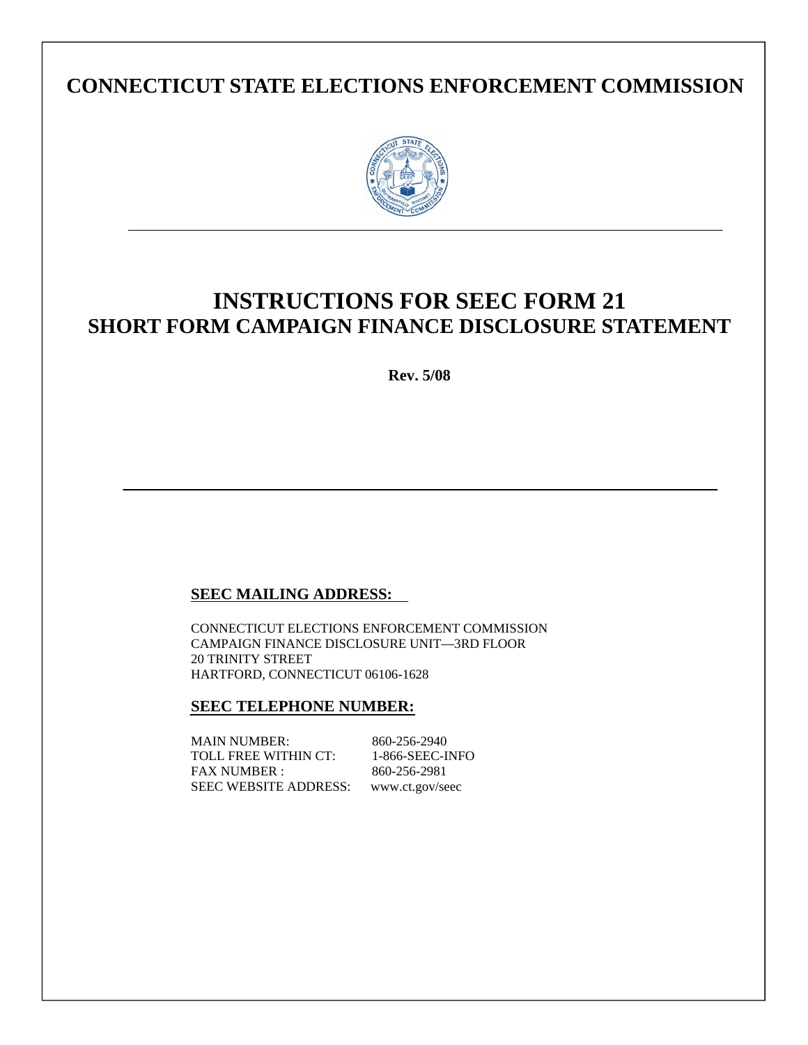# CONNECTICUT STATE ELECTIONS ENFORCEMENT COMMISSION

# INSTRUCTIONS FOR SEEC FORM 21
## SHORT FORM CAMPAIGN FINANCE DISCLOSURE STATEMENT

**Rev. 5/08**

**SEEC MAILING ADDRESS:**

CONNECTICUT ELECTIONS ENFORCEMENT COMMISSION
CAMPAIGN FINANCE DISCLOSURE UNIT—3RD FLOOR
20 TRINITY STREET
HARTFORD, CONNECTICUT 06106-1628

**SEEC TELEPHONE NUMBER:**

MAIN NUMBER: 860-256-2940
TOLL FREE WITHIN CT: 1-866-SEEC-INFO
FAX NUMBER : 860-256-2981
SEEC WEBSITE ADDRESS: www.ct.gov/seec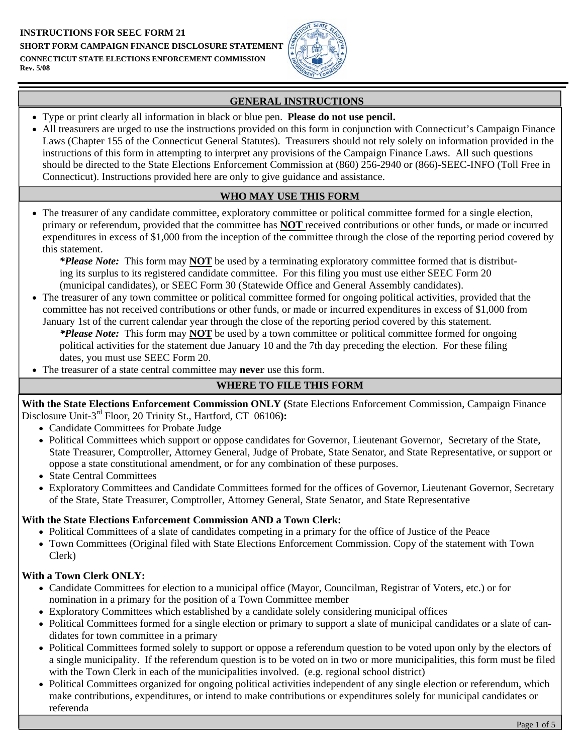**INSTRUCTIONS FOR SEEC FORM 21**
**SHORT FORM CAMPAIGN FINANCE DISCLOSURE STATEMENT**
**CONNECTICUT STATE ELECTIONS ENFORCEMENT COMMISSION**
**Rev. 5/08**

## GENERAL INSTRUCTIONS

- Type or print clearly all information in black or blue pen. **Please do not use pencil.**
- All treasurers are urged to use the instructions provided on this form in conjunction with Connecticut's Campaign Finance Laws (Chapter 155 of the Connecticut General Statutes). Treasurers should not rely solely on information provided in the instructions of this form in attempting to interpret any provisions of the Campaign Finance Laws. All such questions should be directed to the State Elections Enforcement Commission at (860) 256-2940 or (866)-SEEC-INFO (Toll Free in Connecticut). Instructions provided here are only to give guidance and assistance.

## WHO MAY USE THIS FORM

- The treasurer of any candidate committee, exploratory committee or political committee formed for a single election, primary or referendum, provided that the committee has **NOT** received contributions or other funds, or made or incurred expenditures in excess of $1,000 from the inception of the committee through the close of the reporting period covered by this statement.

  ***\*Please Note:*** This form may **NOT** be used by a terminating exploratory committee formed that is distributing its surplus to its registered candidate committee. For this filing you must use either SEEC Form 20 (municipal candidates), or SEEC Form 30 (Statewide Office and General Assembly candidates).

- The treasurer of any town committee or political committee formed for ongoing political activities, provided that the committee has not received contributions or other funds, or made or incurred expenditures in excess of $1,000 from January 1st of the current calendar year through the close of the reporting period covered by this statement.

  ***\*Please Note:*** This form may **NOT** be used by a town committee or political committee formed for ongoing political activities for the statement due January 10 and the 7th day preceding the election. For these filing dates, you must use SEEC Form 20.

- The treasurer of a state central committee may **never** use this form.

## WHERE TO FILE THIS FORM

**With the State Elections Enforcement Commission ONLY (**State Elections Enforcement Commission, Campaign Finance Disclosure Unit-3rd Floor, 20 Trinity St., Hartford, CT 06106**):**

- Candidate Committees for Probate Judge
- Political Committees which support or oppose candidates for Governor, Lieutenant Governor, Secretary of the State, State Treasurer, Comptroller, Attorney General, Judge of Probate, State Senator, and State Representative, or support or oppose a state constitutional amendment, or for any combination of these purposes.
- State Central Committees
- Exploratory Committees and Candidate Committees formed for the offices of Governor, Lieutenant Governor, Secretary of the State, State Treasurer, Comptroller, Attorney General, State Senator, and State Representative

**With the State Elections Enforcement Commission AND a Town Clerk:**

- Political Committees of a slate of candidates competing in a primary for the office of Justice of the Peace
- Town Committees (Original filed with State Elections Enforcement Commission. Copy of the statement with Town Clerk)

**With a Town Clerk ONLY:**

- Candidate Committees for election to a municipal office (Mayor, Councilman, Registrar of Voters, etc.) or for nomination in a primary for the position of a Town Committee member
- Exploratory Committees which established by a candidate solely considering municipal offices
- Political Committees formed for a single election or primary to support a slate of municipal candidates or a slate of candidates for town committee in a primary
- Political Committees formed solely to support or oppose a referendum question to be voted upon only by the electors of a single municipality. If the referendum question is to be voted on in two or more municipalities, this form must be filed with the Town Clerk in each of the municipalities involved. (e.g. regional school district)
- Political Committees organized for ongoing political activities independent of any single election or referendum, which make contributions, expenditures, or intend to make contributions or expenditures solely for municipal candidates or referenda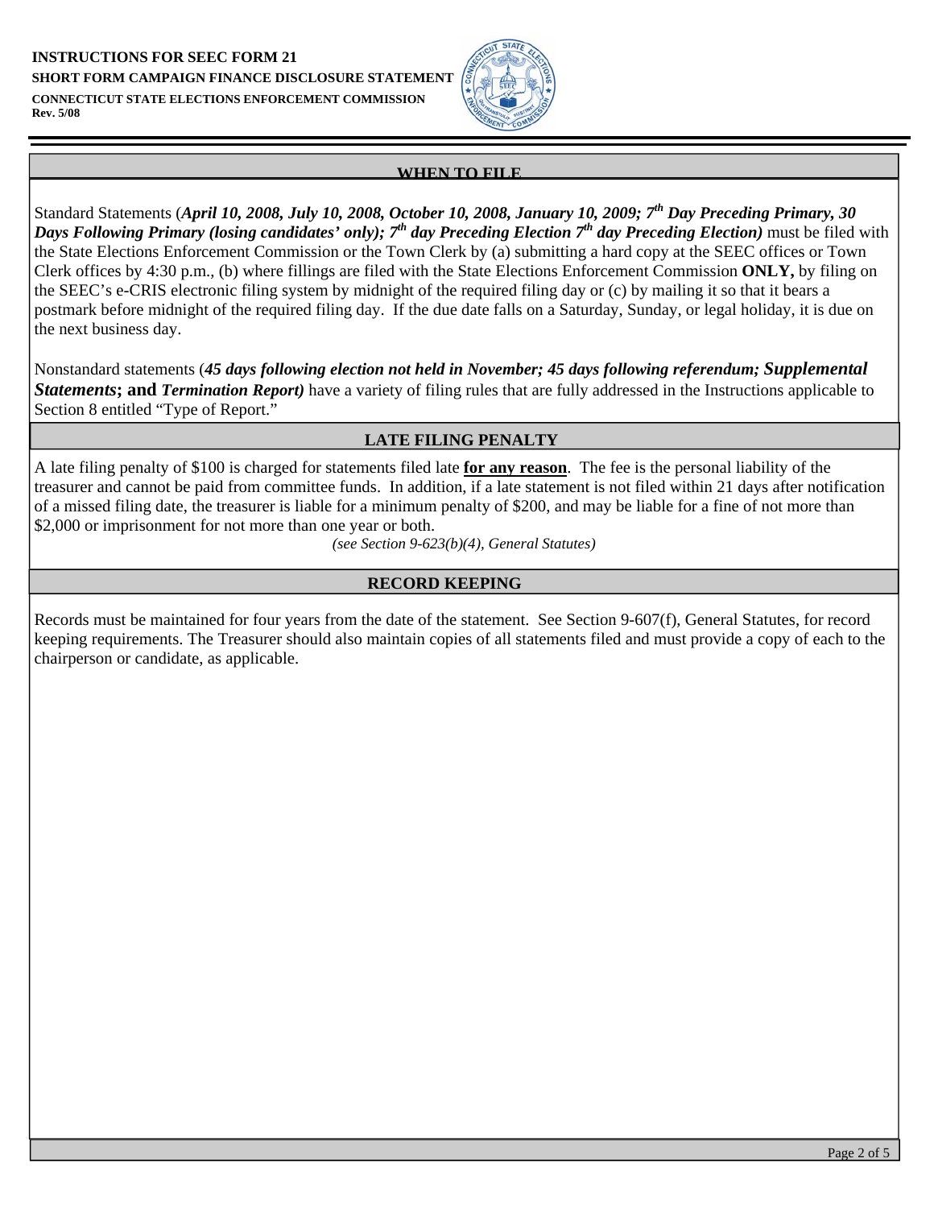**INSTRUCTIONS FOR SEEC FORM 21**
**SHORT FORM CAMPAIGN FINANCE DISCLOSURE STATEMENT**
**CONNECTICUT STATE ELECTIONS ENFORCEMENT COMMISSION**
**Rev. 5/08**

## WHEN TO FILE

Standard Statements (***April 10, 2008, July 10, 2008, October 10, 2008, January 10, 2009; 7th Day Preceding Primary, 30 Days Following Primary (losing candidates' only); 7th day Preceding Election 7th day Preceding Election)*** must be filed with the State Elections Enforcement Commission or the Town Clerk by (a) submitting a hard copy at the SEEC offices or Town Clerk offices by 4:30 p.m., (b) where fillings are filed with the State Elections Enforcement Commission **ONLY,** by filing on the SEEC's e-CRIS electronic filing system by midnight of the required filing day or (c) by mailing it so that it bears a postmark before midnight of the required filing day. If the due date falls on a Saturday, Sunday, or legal holiday, it is due on the next business day.

Nonstandard statements (***45 days following election not held in November; 45 days following referendum; Supplemental Statements*; and *Termination Report)*** have a variety of filing rules that are fully addressed in the Instructions applicable to Section 8 entitled "Type of Report."

## LATE FILING PENALTY

A late filing penalty of $100 is charged for statements filed late **for any reason**. The fee is the personal liability of the treasurer and cannot be paid from committee funds. In addition, if a late statement is not filed within 21 days after notification of a missed filing date, the treasurer is liable for a minimum penalty of $200, and may be liable for a fine of not more than $2,000 or imprisonment for not more than one year or both.

*(see Section 9-623(b)(4), General Statutes)*

## RECORD KEEPING

Records must be maintained for four years from the date of the statement. See Section 9-607(f), General Statutes, for record keeping requirements. The Treasurer should also maintain copies of all statements filed and must provide a copy of each to the chairperson or candidate, as applicable.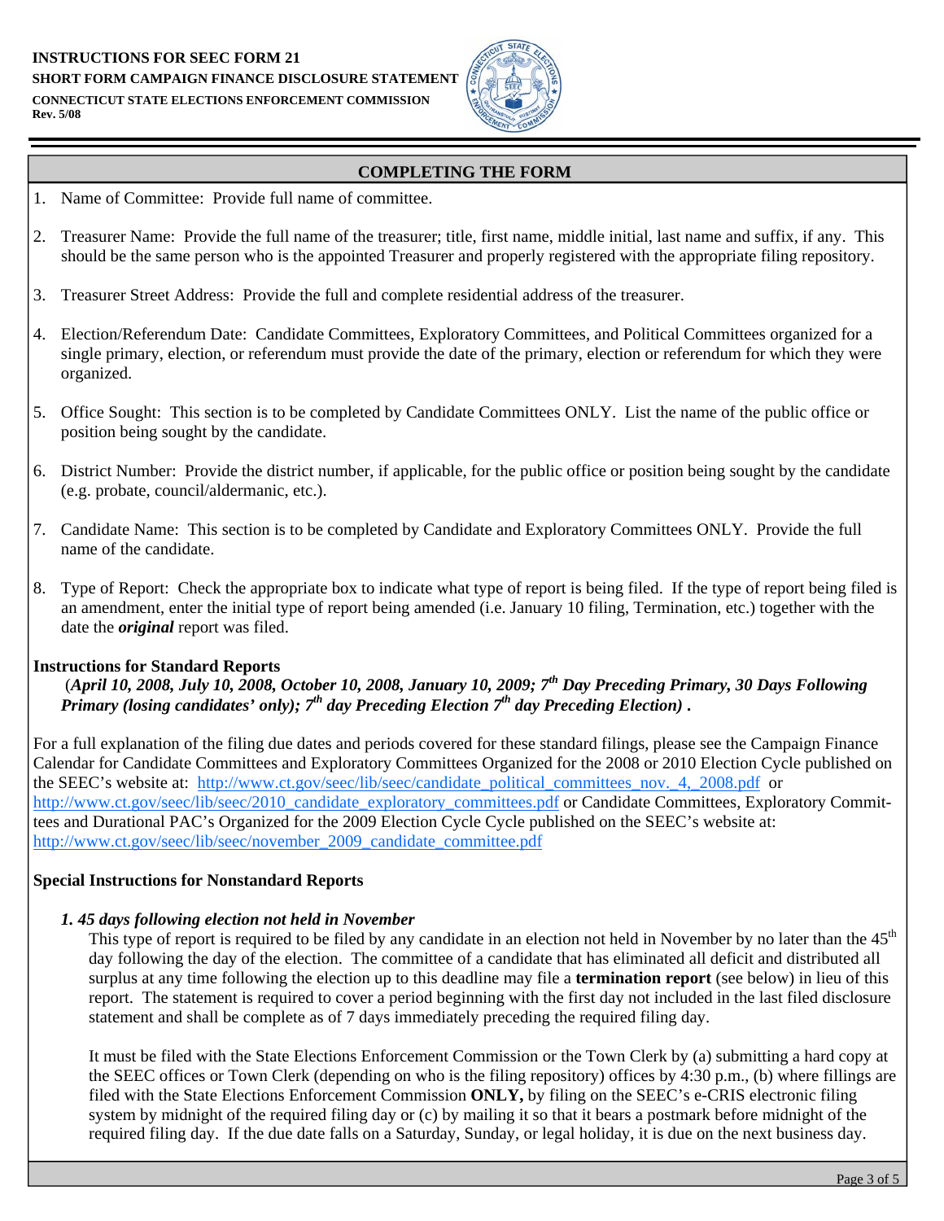**INSTRUCTIONS FOR SEEC FORM 21**
**SHORT FORM CAMPAIGN FINANCE DISCLOSURE STATEMENT**
**CONNECTICUT STATE ELECTIONS ENFORCEMENT COMMISSION**
**Rev. 5/08**

## COMPLETING THE FORM

1. Name of Committee: Provide full name of committee.
2. Treasurer Name: Provide the full name of the treasurer; title, first name, middle initial, last name and suffix, if any. This should be the same person who is the appointed Treasurer and properly registered with the appropriate filing repository.
3. Treasurer Street Address: Provide the full and complete residential address of the treasurer.
4. Election/Referendum Date: Candidate Committees, Exploratory Committees, and Political Committees organized for a single primary, election, or referendum must provide the date of the primary, election or referendum for which they were organized.
5. Office Sought: This section is to be completed by Candidate Committees ONLY. List the name of the public office or position being sought by the candidate.
6. District Number: Provide the district number, if applicable, for the public office or position being sought by the candidate (e.g. probate, council/aldermanic, etc.).
7. Candidate Name: This section is to be completed by Candidate and Exploratory Committees ONLY. Provide the full name of the candidate.
8. Type of Report: Check the appropriate box to indicate what type of report is being filed. If the type of report being filed is an amendment, enter the initial type of report being amended (i.e. January 10 filing, Termination, etc.) together with the date the ***original*** report was filed.

**Instructions for Standard Reports**
***(April 10, 2008, July 10, 2008, October 10, 2008, January 10, 2009; 7th Day Preceding Primary, 30 Days Following Primary (losing candidates' only); 7th day Preceding Election 7th day Preceding Election) .***

For a full explanation of the filing due dates and periods covered for these standard filings, please see the Campaign Finance Calendar for Candidate Committees and Exploratory Committees Organized for the 2008 or 2010 Election Cycle published on the SEEC's website at: http://www.ct.gov/seec/lib/seec/candidate_political_committees_nov._4,_2008.pdf or http://www.ct.gov/seec/lib/seec/2010_candidate_exploratory_committees.pdf or Candidate Committees, Exploratory Committees and Durational PAC's Organized for the 2009 Election Cycle Cycle published on the SEEC's website at: http://www.ct.gov/seec/lib/seec/november_2009_candidate_committee.pdf

**Special Instructions for Nonstandard Reports**

***1. 45 days following election not held in November***

This type of report is required to be filed by any candidate in an election not held in November by no later than the 45th day following the day of the election. The committee of a candidate that has eliminated all deficit and distributed all surplus at any time following the election up to this deadline may file a **termination report** (see below) in lieu of this report. The statement is required to cover a period beginning with the first day not included in the last filed disclosure statement and shall be complete as of 7 days immediately preceding the required filing day.

It must be filed with the State Elections Enforcement Commission or the Town Clerk by (a) submitting a hard copy at the SEEC offices or Town Clerk (depending on who is the filing repository) offices by 4:30 p.m., (b) where fillings are filed with the State Elections Enforcement Commission **ONLY,** by filing on the SEEC's e-CRIS electronic filing system by midnight of the required filing day or (c) by mailing it so that it bears a postmark before midnight of the required filing day. If the due date falls on a Saturday, Sunday, or legal holiday, it is due on the next business day.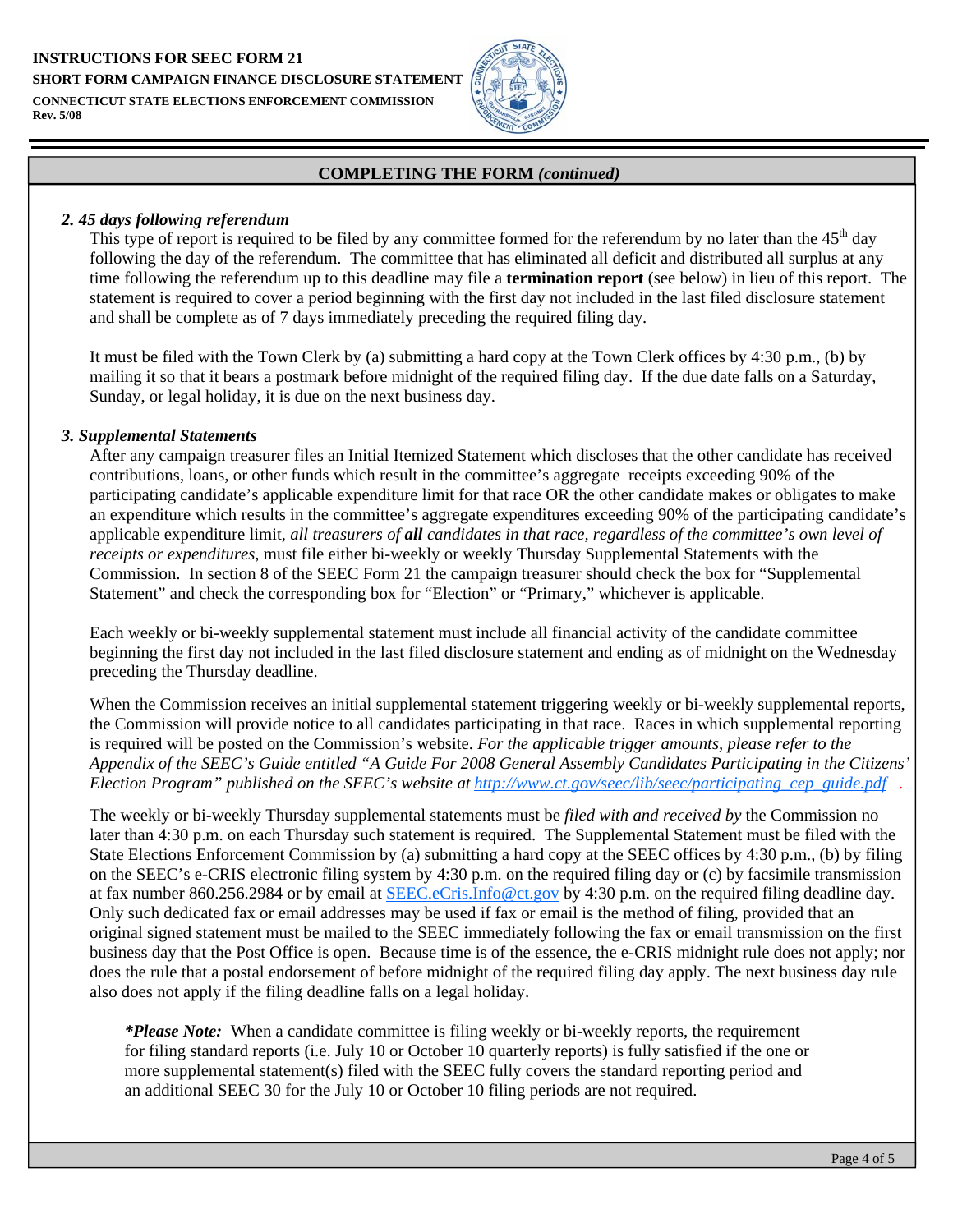## COMPLETING THE FORM *(continued)*

### *2. 45 days following referendum*

This type of report is required to be filed by any committee formed for the referendum by no later than the 45th day following the day of the referendum. The committee that has eliminated all deficit and distributed all surplus at any time following the referendum up to this deadline may file a **termination report** (see below) in lieu of this report. The statement is required to cover a period beginning with the first day not included in the last filed disclosure statement and shall be complete as of 7 days immediately preceding the required filing day.

It must be filed with the Town Clerk by (a) submitting a hard copy at the Town Clerk offices by 4:30 p.m., (b) by mailing it so that it bears a postmark before midnight of the required filing day. If the due date falls on a Saturday, Sunday, or legal holiday, it is due on the next business day.

### *3. Supplemental Statements*

After any campaign treasurer files an Initial Itemized Statement which discloses that the other candidate has received contributions, loans, or other funds which result in the committee's aggregate receipts exceeding 90% of the participating candidate's applicable expenditure limit for that race OR the other candidate makes or obligates to make an expenditure which results in the committee's aggregate expenditures exceeding 90% of the participating candidate's applicable expenditure limit, *all treasurers of **all** candidates in that race, regardless of the committee's own level of receipts or expenditures,* must file either bi-weekly or weekly Thursday Supplemental Statements with the Commission. In section 8 of the SEEC Form 21 the campaign treasurer should check the box for "Supplemental Statement" and check the corresponding box for "Election" or "Primary," whichever is applicable.

Each weekly or bi-weekly supplemental statement must include all financial activity of the candidate committee beginning the first day not included in the last filed disclosure statement and ending as of midnight on the Wednesday preceding the Thursday deadline.

When the Commission receives an initial supplemental statement triggering weekly or bi-weekly supplemental reports, the Commission will provide notice to all candidates participating in that race. Races in which supplemental reporting is required will be posted on the Commission's website. *For the applicable trigger amounts, please refer to the Appendix of the SEEC's Guide entitled "A Guide For 2008 General Assembly Candidates Participating in the Citizens' Election Program" published on the SEEC's website at [http://www.ct.gov/seec/lib/seec/participating_cep_guide.pdf](http://www.ct.gov/seec/lib/seec/participating_cep_guide.pdf) .*

The weekly or bi-weekly Thursday supplemental statements must be *filed with and received by* the Commission no later than 4:30 p.m. on each Thursday such statement is required. The Supplemental Statement must be filed with the State Elections Enforcement Commission by (a) submitting a hard copy at the SEEC offices by 4:30 p.m., (b) by filing on the SEEC's e-CRIS electronic filing system by 4:30 p.m. on the required filing day or (c) by facsimile transmission at fax number 860.256.2984 or by email at [SEEC.eCris.Info@ct.gov](mailto:SEEC.eCris.Info@ct.gov) by 4:30 p.m. on the required filing deadline day. Only such dedicated fax or email addresses may be used if fax or email is the method of filing, provided that an original signed statement must be mailed to the SEEC immediately following the fax or email transmission on the first business day that the Post Office is open. Because time is of the essence, the e-CRIS midnight rule does not apply; nor does the rule that a postal endorsement of before midnight of the required filing day apply. The next business day rule also does not apply if the filing deadline falls on a legal holiday.

> ***Please Note:*** When a candidate committee is filing weekly or bi-weekly reports, the requirement for filing standard reports (i.e. July 10 or October 10 quarterly reports) is fully satisfied if the one or more supplemental statement(s) filed with the SEEC fully covers the standard reporting period and an additional SEEC 30 for the July 10 or October 10 filing periods are not required.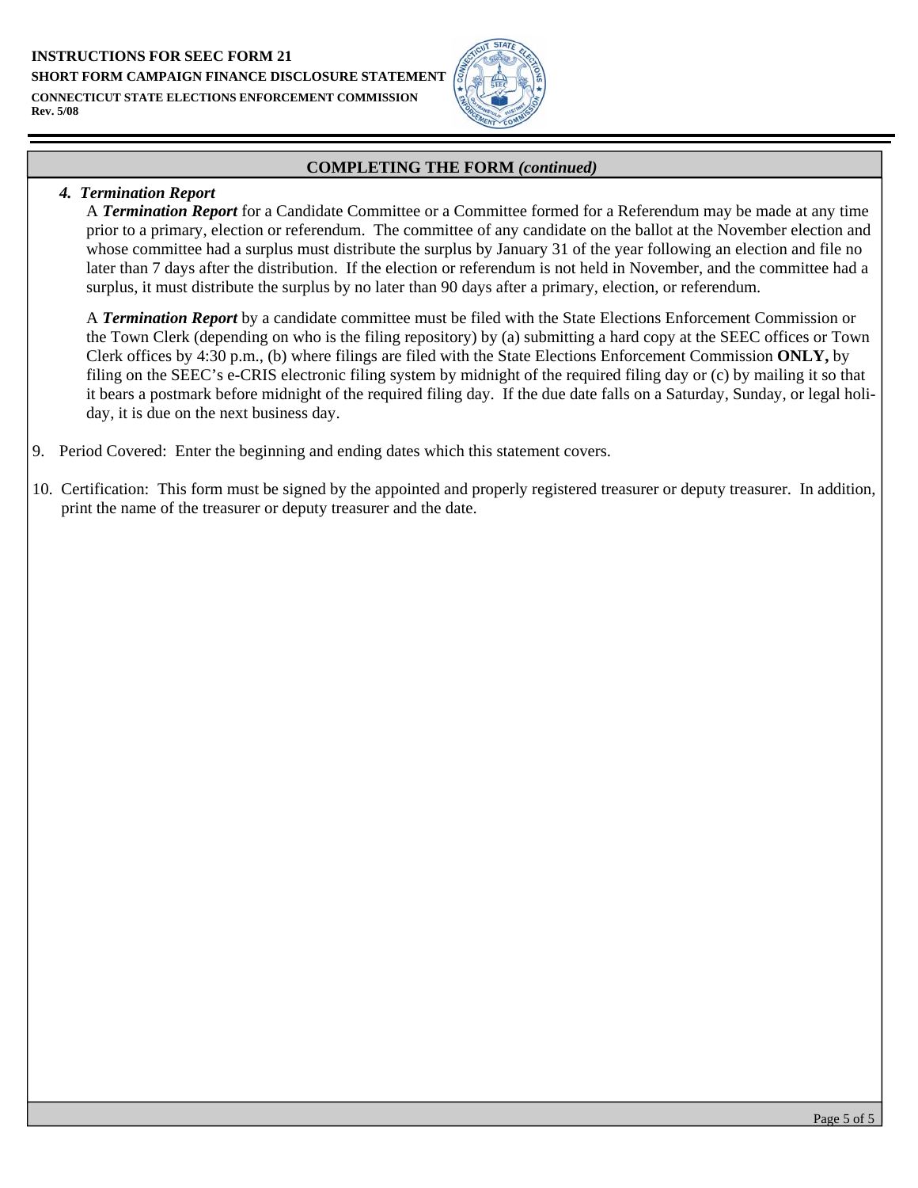## COMPLETING THE FORM *(continued)*

### *4. Termination Report*

A ***Termination Report*** for a Candidate Committee or a Committee formed for a Referendum may be made at any time prior to a primary, election or referendum. The committee of any candidate on the ballot at the November election and whose committee had a surplus must distribute the surplus by January 31 of the year following an election and file no later than 7 days after the distribution. If the election or referendum is not held in November, and the committee had a surplus, it must distribute the surplus by no later than 90 days after a primary, election, or referendum.

A ***Termination Report*** by a candidate committee must be filed with the State Elections Enforcement Commission or the Town Clerk (depending on who is the filing repository) by (a) submitting a hard copy at the SEEC offices or Town Clerk offices by 4:30 p.m., (b) where filings are filed with the State Elections Enforcement Commission **ONLY,** by filing on the SEEC's e-CRIS electronic filing system by midnight of the required filing day or (c) by mailing it so that it bears a postmark before midnight of the required filing day. If the due date falls on a Saturday, Sunday, or legal holiday, it is due on the next business day.

9. Period Covered: Enter the beginning and ending dates which this statement covers.

10. Certification: This form must be signed by the appointed and properly registered treasurer or deputy treasurer. In addition, print the name of the treasurer or deputy treasurer and the date.